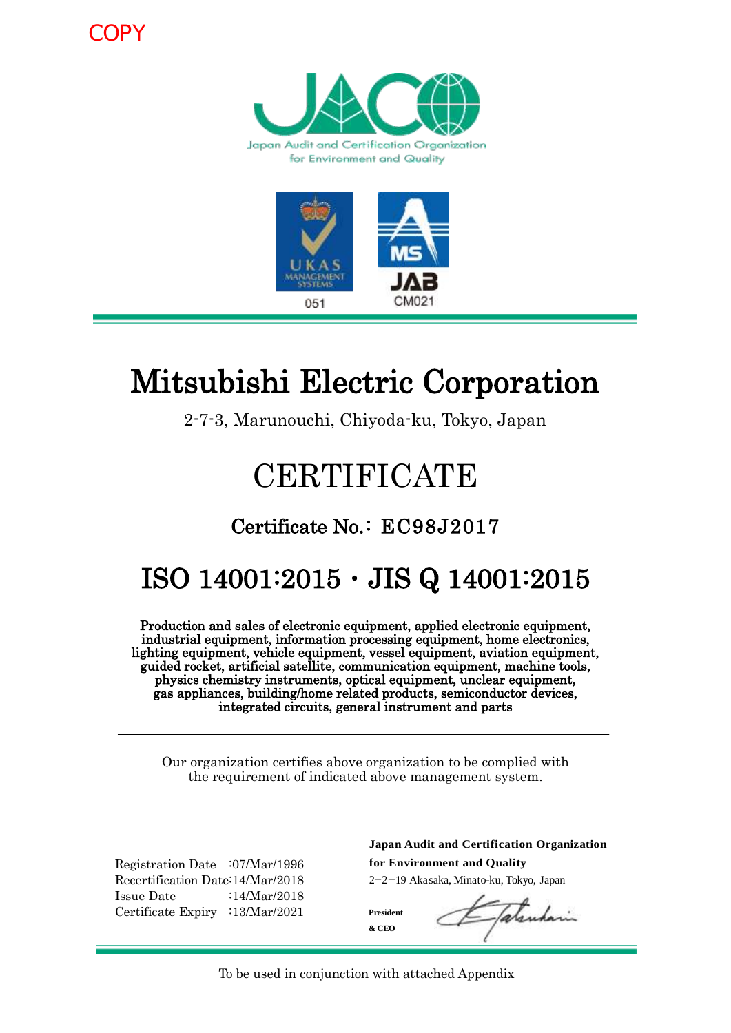COPY

Japan Audit and Certification Organization for Environment and Quality

UKAS MANAGEMENT SYSTEMS 051

MS JAB CM021

# Mitsubishi Electric Corporation

2-7-3, Marunouchi, Chiyoda-ku, Tokyo, Japan

# CERTIFICATE

## Certificate No.： EC98J2017

# ISO 14001:2015 · JIS Q 14001:2015

**Production and sales of electronic equipment, applied electronic equipment, industrial equipment, information processing equipment, home electronics, lighting equipment, vehicle equipment, vessel equipment, aviation equipment, guided rocket, artificial satellite, communication equipment, machine tools, physics chemistry instruments, optical equipment, unclear equipment, gas appliances, building/home related products, semiconductor devices, integrated circuits, general instrument and parts**

---

Our organization certifies above organization to be complied with the requirement of indicated above management system.

Registration Date :07/Mar/1996
Recertification Date:14/Mar/2018
Issue Date :14/Mar/2018
Certificate Expiry :13/Mar/2021

**Japan Audit and Certification Organization for Environment and Quality**
2−2−19 Akasaka, Minato-ku, Tokyo, Japan

**President & CEO**

To be used in conjunction with attached Appendix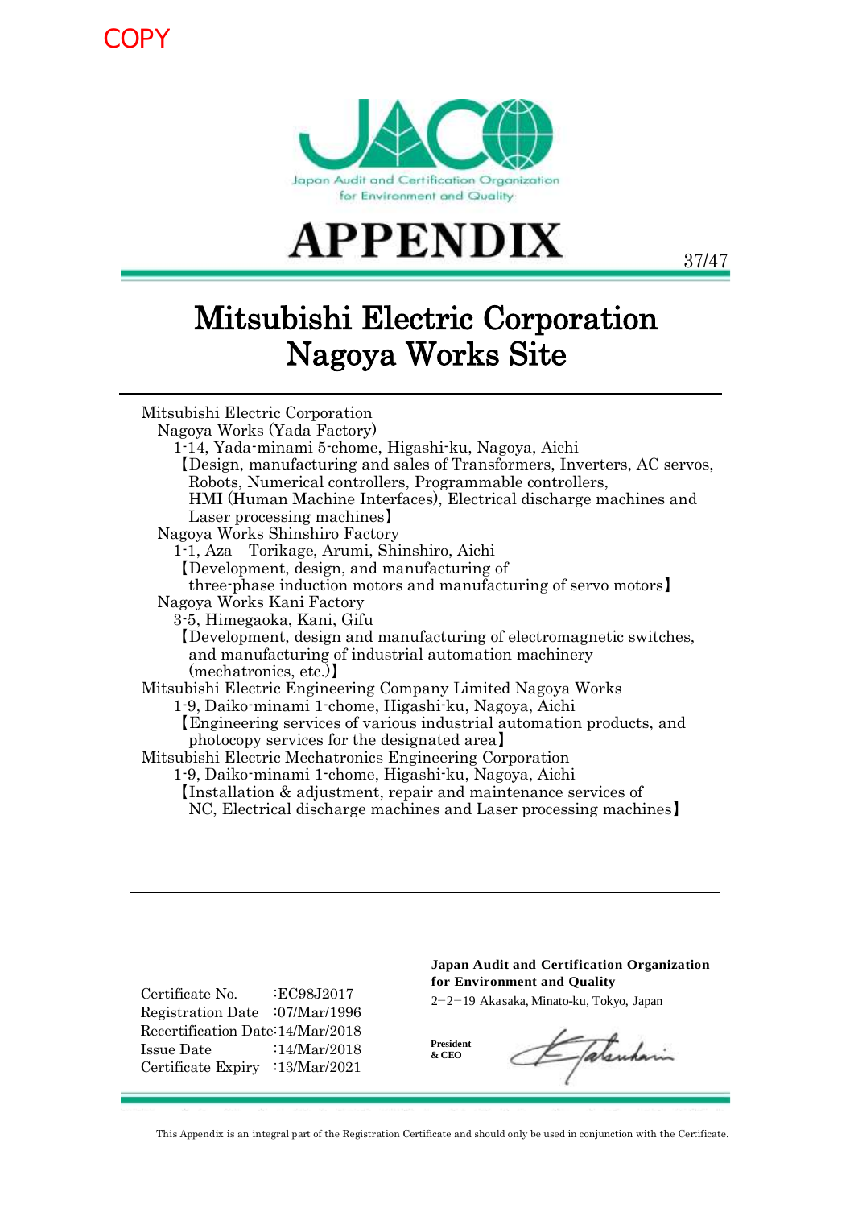COPY

Japan Audit and Certification Organization for Environment and Quality

# APPENDIX

# Mitsubishi Electric Corporation Nagoya Works Site

Mitsubishi Electric Corporation
Nagoya Works (Yada Factory)
1-14, Yada-minami 5-chome, Higashi-ku, Nagoya, Aichi
【Design, manufacturing and sales of Transformers, Inverters, AC servos, Robots, Numerical controllers, Programmable controllers, HMI (Human Machine Interfaces), Electrical discharge machines and Laser processing machines】
Nagoya Works Shinshiro Factory
1-1, Aza Torikage, Arumi, Shinshiro, Aichi
【Development, design, and manufacturing of three-phase induction motors and manufacturing of servo motors】
Nagoya Works Kani Factory
3-5, Himegaoka, Kani, Gifu
【Development, design and manufacturing of electromagnetic switches, and manufacturing of industrial automation machinery (mechatronics, etc.)】
Mitsubishi Electric Engineering Company Limited Nagoya Works
1-9, Daiko-minami 1-chome, Higashi-ku, Nagoya, Aichi
【Engineering services of various industrial automation products, and photocopy services for the designated area】
Mitsubishi Electric Mechatronics Engineering Corporation
1-9, Daiko-minami 1-chome, Higashi-ku, Nagoya, Aichi
【Installation & adjustment, repair and maintenance services of NC, Electrical discharge machines and Laser processing machines】

Certificate No. :EC98J2017
Registration Date :07/Mar/1996
Recertification Date :14/Mar/2018
Issue Date :14/Mar/2018
Certificate Expiry :13/Mar/2021

**Japan Audit and Certification Organization for Environment and Quality**
2−2−19 Akasaka, Minato-ku, Tokyo, Japan

**President & CEO**

This Appendix is an integral part of the Registration Certificate and should only be used in conjunction with the Certificate.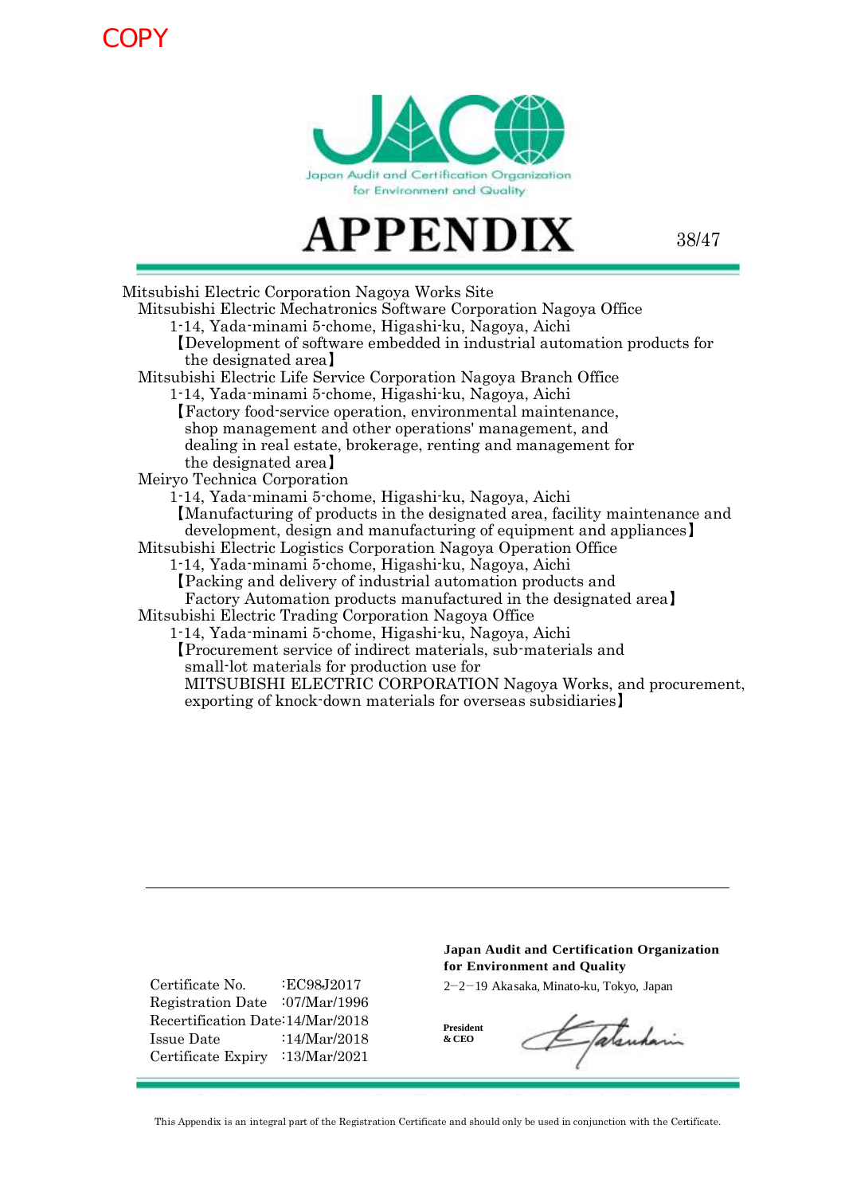COPY

Japan Audit and Certification Organization for Environment and Quality

# APPENDIX

Mitsubishi Electric Corporation Nagoya Works Site

Mitsubishi Electric Mechatronics Software Corporation Nagoya Office
1-14, Yada-minami 5-chome, Higashi-ku, Nagoya, Aichi
【Development of software embedded in industrial automation products for the designated area】

Mitsubishi Electric Life Service Corporation Nagoya Branch Office
1-14, Yada-minami 5-chome, Higashi-ku, Nagoya, Aichi
【Factory food-service operation, environmental maintenance, shop management and other operations' management, and dealing in real estate, brokerage, renting and management for the designated area】

Meiryo Technica Corporation
1-14, Yada-minami 5-chome, Higashi-ku, Nagoya, Aichi
【Manufacturing of products in the designated area, facility maintenance and development, design and manufacturing of equipment and appliances】

Mitsubishi Electric Logistics Corporation Nagoya Operation Office
1-14, Yada-minami 5-chome, Higashi-ku, Nagoya, Aichi
【Packing and delivery of industrial automation products and Factory Automation products manufactured in the designated area】

Mitsubishi Electric Trading Corporation Nagoya Office
1-14, Yada-minami 5-chome, Higashi-ku, Nagoya, Aichi
【Procurement service of indirect materials, sub-materials and small-lot materials for production use for MITSUBISHI ELECTRIC CORPORATION Nagoya Works, and procurement, exporting of knock-down materials for overseas subsidiaries】

---

Certificate No. :EC98J2017
Registration Date :07/Mar/1996
Recertification Date:14/Mar/2018
Issue Date :14/Mar/2018
Certificate Expiry :13/Mar/2021

**Japan Audit and Certification Organization for Environment and Quality**
2−2−19 Akasaka, Minato-ku, Tokyo, Japan

**President & CEO**

This Appendix is an integral part of the Registration Certificate and should only be used in conjunction with the Certificate.